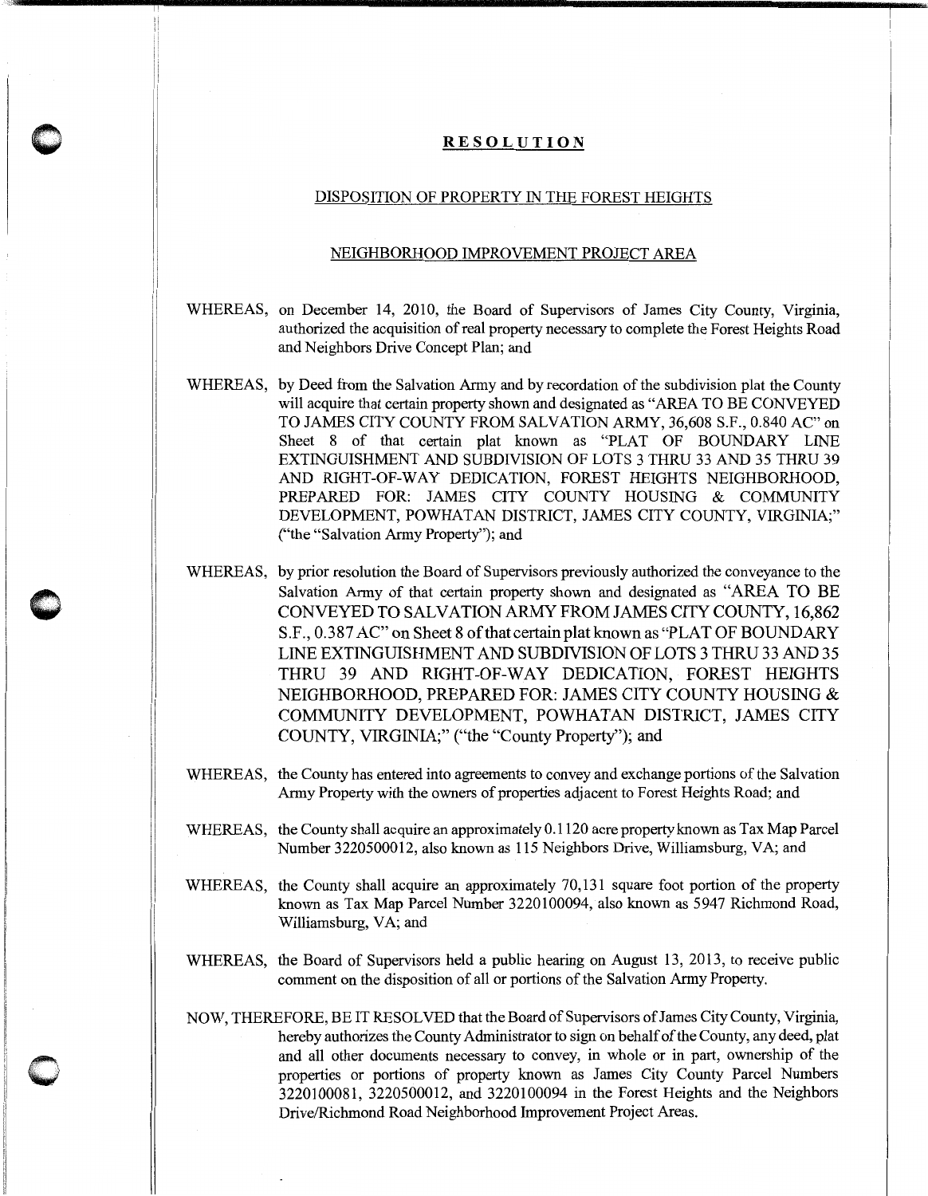# RESOLUTION

## DISPOSITION OF PROPERTY IN THE FOREST HEIGHTS

## NEIGHBORHOOD IMPROVEMENT PROJECT AREA

WHEREAS, on December 14, 2010, the Board of Supervisors of James City County, Virginia, authorized the acquisition of real property necessary to complete the Forest Heights Road and Neighbors Drive Concept Plan; and

WHEREAS, by Deed from the Salvation Army and by recordation of the subdivision plat the County will acquire that certain property shown and designated as "AREA TO BE CONVEYED TO JAMES CITY COUNTY FROM SALVATION ARMY, 36,608 S.F., 0.840 AC" on Sheet 8 of that certain plat known as "PLAT OF BOUNDARY LINE EXTINGUISHMENT AND SUBDIVISION OF LOTS 3 THRU 33 AND 35 THRU 39 AND RIGHT-OF-WAY DEDICATION, FOREST HEIGHTS NEIGHBORHOOD, PREPARED FOR: JAMES CITY COUNTY HOUSING & COMMUNITY DEVELOPMENT, POWHATAN DISTRICT, JAMES CITY COUNTY, VIRGINIA;" ("the "Salvation Army Property"); and

WHEREAS, by prior resolution the Board of Supervisors previously authorized the conveyance to the Salvation Army of that certain property shown and designated as "AREA TO BE CONVEYED TO SALVATION ARMY FROM JAMES CITY COUNTY, 16,862 S.F., 0.387 AC" on Sheet 8 of that certain plat known as "PLAT OF BOUNDARY LINE EXTINGUISHMENT AND SUBDIVISION OF LOTS 3 THRU 33 AND 35 THRU 39 AND RIGHT-OF-WAY DEDICATION, FOREST HEIGHTS NEIGHBORHOOD, PREPARED FOR: JAMES CITY COUNTY HOUSING & COMMUNITY DEVELOPMENT, POWHATAN DISTRICT, JAMES CITY COUNTY, VIRGINIA;" ("the "County Property"); and

WHEREAS, the County has entered into agreements to convey and exchange portions of the Salvation Army Property with the owners of properties adjacent to Forest Heights Road; and

WHEREAS, the County shall acquire an approximately 0.1120 acre property known as Tax Map Parcel Number 3220500012, also known as 115 Neighbors Drive, Williamsburg, VA; and

WHEREAS, the County shall acquire an approximately 70,131 square foot portion of the property known as Tax Map Parcel Number 3220100094, also known as 5947 Richmond Road, Williamsburg, VA; and

WHEREAS, the Board of Supervisors held a public hearing on August 13, 2013, to receive public comment on the disposition of all or portions of the Salvation Army Property.

NOW, THEREFORE, BE IT RESOLVED that the Board of Supervisors of James City County, Virginia, hereby authorizes the County Administrator to sign on behalf of the County, any deed, plat and all other documents necessary to convey, in whole or in part, ownership of the properties or portions of property known as James City County Parcel Numbers 3220100081, 3220500012, and 3220100094 in the Forest Heights and the Neighbors Drive/Richmond Road Neighborhood Improvement Project Areas.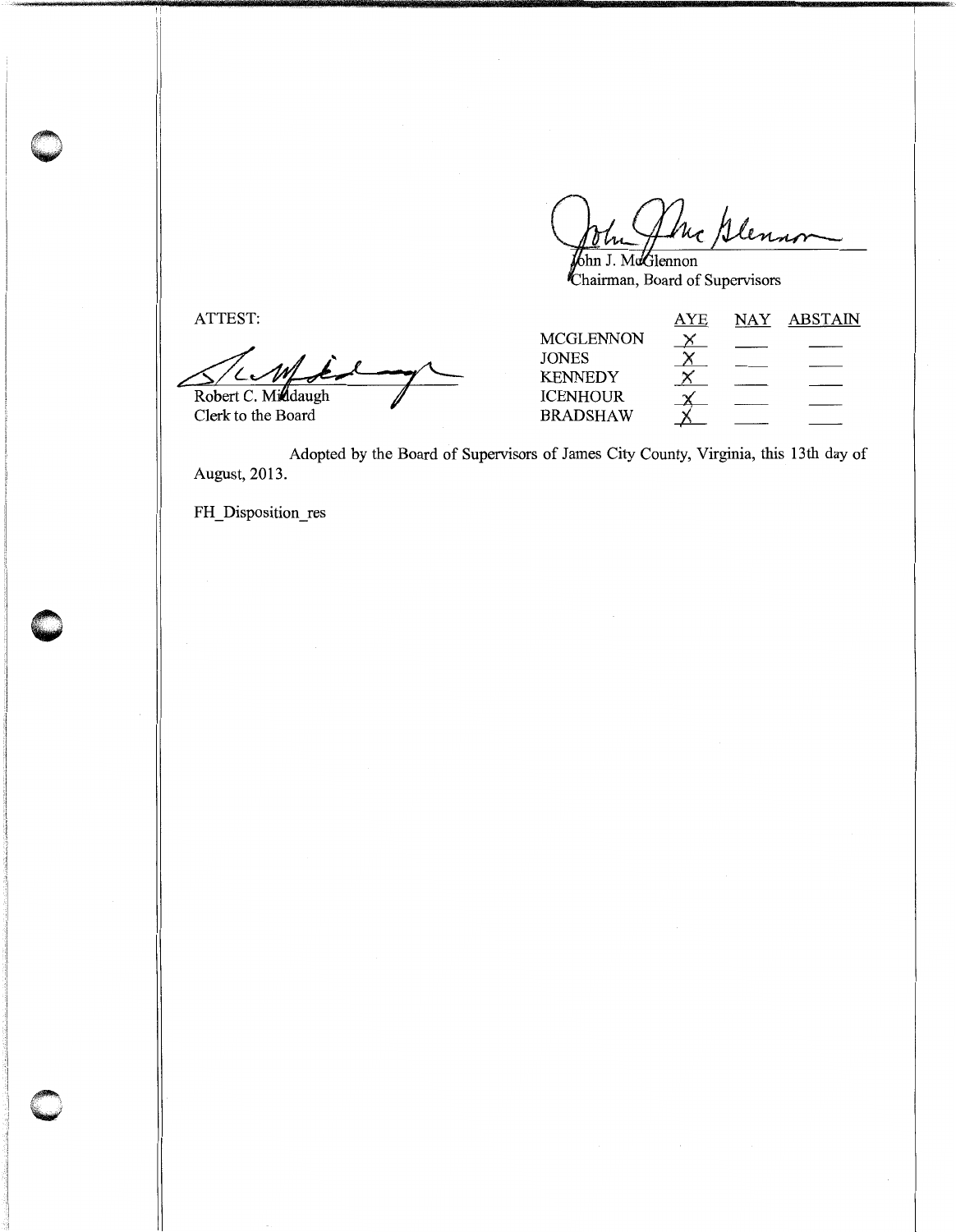John J. McGlennon
Chairman, Board of Supervisors

ATTEST:

Robert C. Middaugh
Clerk to the Board

| | AYE | NAY | ABSTAIN |
|---|---|---|---|
| MCGLENNON | X | | |
| JONES | X | | |
| KENNEDY | X | | |
| ICENHOUR | X | | |
| BRADSHAW | X | | |

Adopted by the Board of Supervisors of James City County, Virginia, this 13th day of August, 2013.

FH_Disposition_res